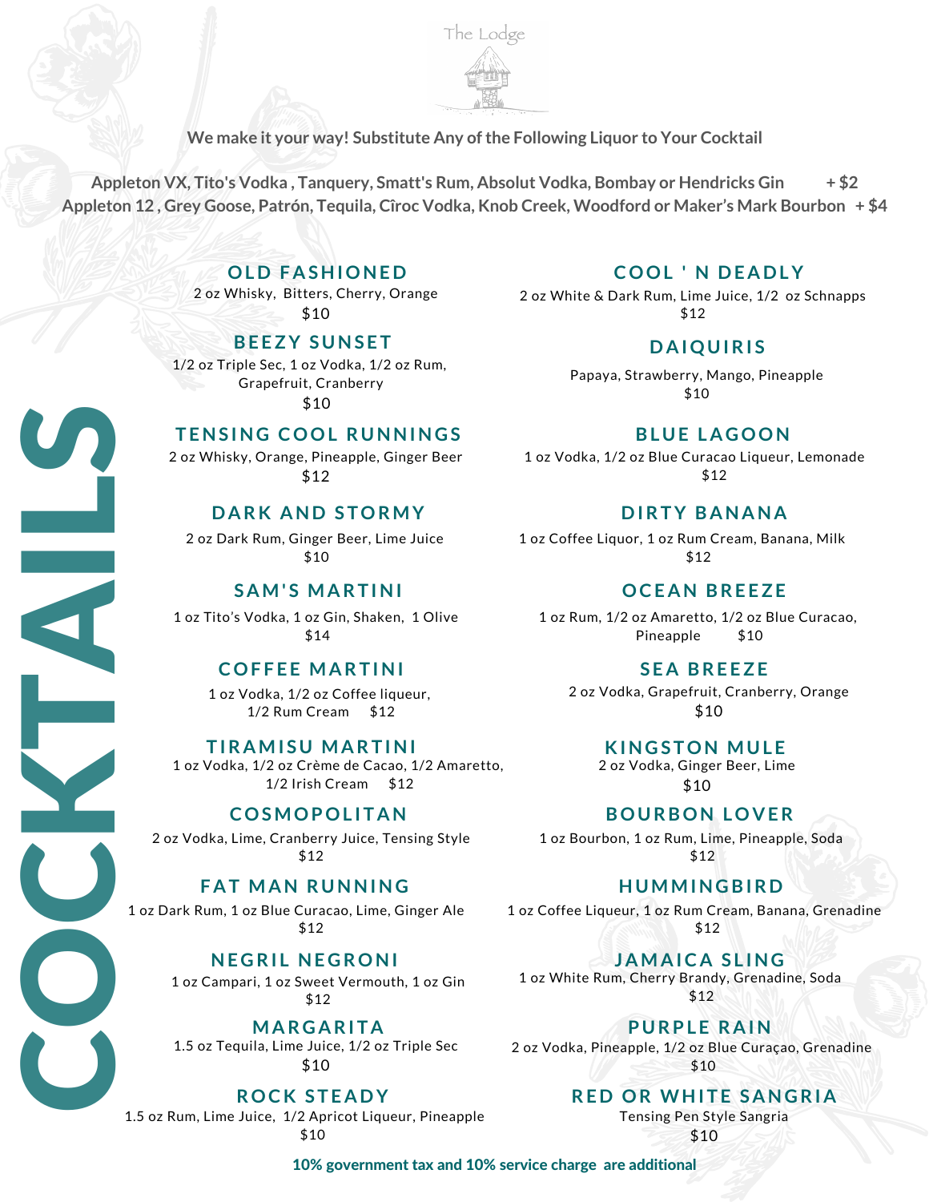The Lodge

**We make it your way! Substitute Any of the Following Liquor to Your Cocktail**

**Appleton VX, Tito's Vodka , Tanquery, Smatt's Rum, Absolut Vodka, Bombay or Hendricks Gin + $2**
**Appleton 12 , Grey Goose, Patrón, Tequila, Cîroc Vodka, Knob Creek, Woodford or Maker's Mark Bourbon + $4**

# COCKTAILS

### OLD FASHIONED
2 oz Whisky, Bitters, Cherry, Orange
$10

### BEEZY SUNSET
1/2 oz Triple Sec, 1 oz Vodka, 1/2 oz Rum, Grapefruit, Cranberry
$10

### TENSING COOL RUNNINGS
2 oz Whisky, Orange, Pineapple, Ginger Beer
$12

### DARK AND STORMY
2 oz Dark Rum, Ginger Beer, Lime Juice
$10

### SAM'S MARTINI
1 oz Tito's Vodka, 1 oz Gin, Shaken, 1 Olive
$14

### COFFEE MARTINI
1 oz Vodka, 1/2 oz Coffee liqueur, 1/2 Rum Cream $12

### TIRAMISU MARTINI
1 oz Vodka, 1/2 oz Crème de Cacao, 1/2 Amaretto, 1/2 Irish Cream $12

### COSMOPOLITAN
2 oz Vodka, Lime, Cranberry Juice, Tensing Style
$12

### FAT MAN RUNNING
1 oz Dark Rum, 1 oz Blue Curacao, Lime, Ginger Ale
$12

### NEGRIL NEGRONI
1 oz Campari, 1 oz Sweet Vermouth, 1 oz Gin
$12

### MARGARITA
1.5 oz Tequila, Lime Juice, 1/2 oz Triple Sec
$10

### ROCK STEADY
1.5 oz Rum, Lime Juice, 1/2 Apricot Liqueur, Pineapple
$10

### COOL ' N DEADLY
2 oz White & Dark Rum, Lime Juice, 1/2 oz Schnapps
$12

### DAIQUIRIS
Papaya, Strawberry, Mango, Pineapple
$10

### BLUE LAGOON
1 oz Vodka, 1/2 oz Blue Curacao Liqueur, Lemonade
$12

### DIRTY BANANA
1 oz Coffee Liquor, 1 oz Rum Cream, Banana, Milk
$12

### OCEAN BREEZE
1 oz Rum, 1/2 oz Amaretto, 1/2 oz Blue Curacao, Pineapple $10

### SEA BREEZE
2 oz Vodka, Grapefruit, Cranberry, Orange
$10

### KINGSTON MULE
2 oz Vodka, Ginger Beer, Lime
$10

### BOURBON LOVER
1 oz Bourbon, 1 oz Rum, Lime, Pineapple, Soda
$12

### HUMMINGBIRD
1 oz Coffee Liqueur, 1 oz Rum Cream, Banana, Grenadine
$12

### JAMAICA SLING
1 oz White Rum, Cherry Brandy, Grenadine, Soda
$12

### PURPLE RAIN
2 oz Vodka, Pineapple, 1/2 oz Blue Curaçao, Grenadine
$10

### RED OR WHITE SANGRIA
Tensing Pen Style Sangria
$10

**10% government tax and 10% service charge are additional**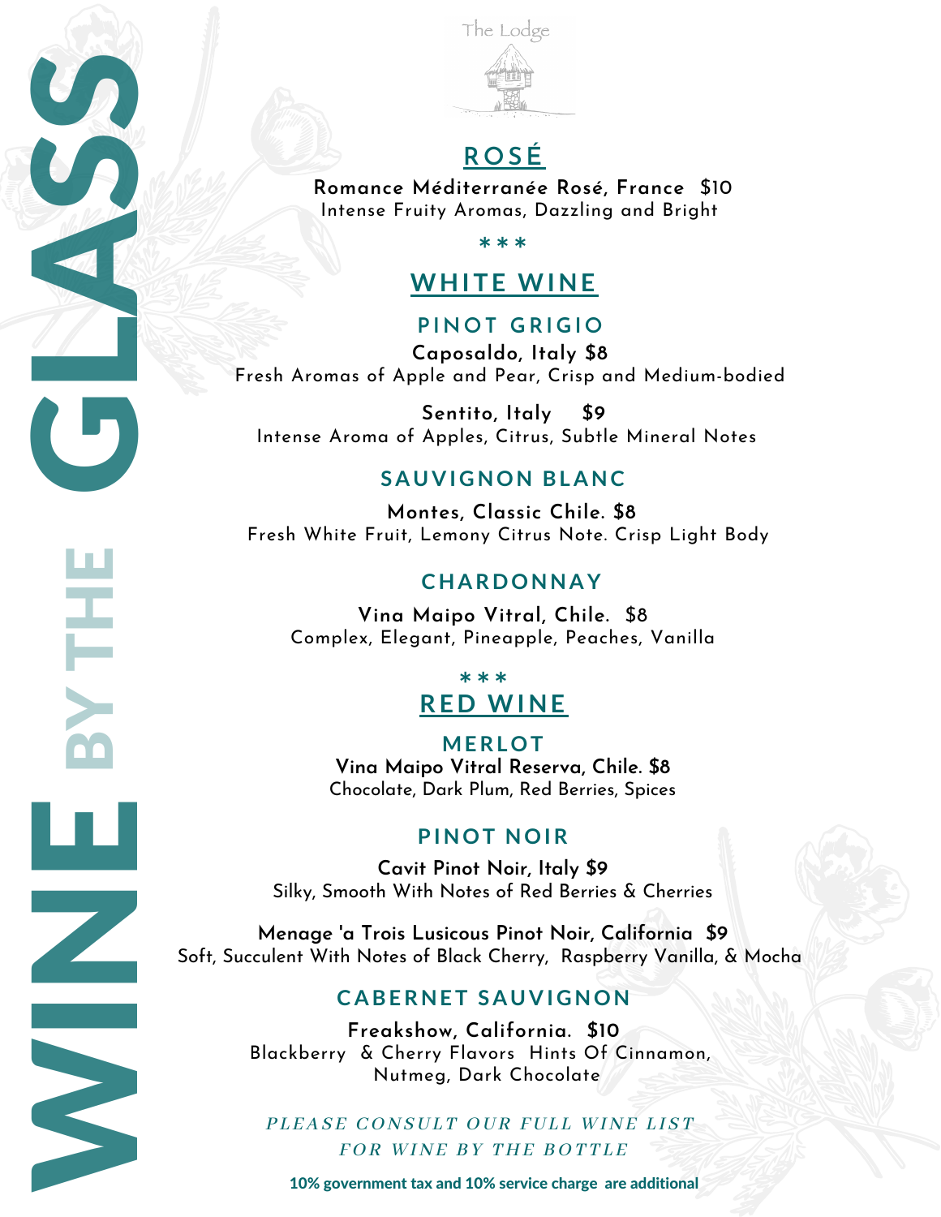# WINE BY THE GLASS

The Lodge

## ROSÉ

**Romance Méditerranée Rosé, France** $10
Intense Fruity Aromas, Dazzling and Bright

* * *

## WHITE WINE

### PINOT GRIGIO

**Caposaldo, Italy $8**
Fresh Aromas of Apple and Pear, Crisp and Medium-bodied

**Sentito, Italy $9**
Intense Aroma of Apples, Citrus, Subtle Mineral Notes

### SAUVIGNON BLANC

**Montes, Classic Chile. $8**
Fresh White Fruit, Lemony Citrus Note. Crisp Light Body

### CHARDONNAY

**Vina Maipo Vitral, Chile.** $8
Complex, Elegant, Pineapple, Peaches, Vanilla

* * *

## RED WINE

### MERLOT

**Vina Maipo Vitral Reserva, Chile. $8**
Chocolate, Dark Plum, Red Berries, Spices

### PINOT NOIR

**Cavit Pinot Noir, Italy $9**
Silky, Smooth With Notes of Red Berries & Cherries

**Menage 'a Trois Lusicous Pinot Noir, California $9**
Soft, Succulent With Notes of Black Cherry, Raspberry Vanilla, & Mocha

### CABERNET SAUVIGNON

**Freakshow, California. $10**
Blackberry & Cherry Flavors Hints Of Cinnamon, Nutmeg, Dark Chocolate

*PLEASE CONSULT OUR FULL WINE LIST FOR WINE BY THE BOTTLE*

**10% government tax and 10% service charge are additional**